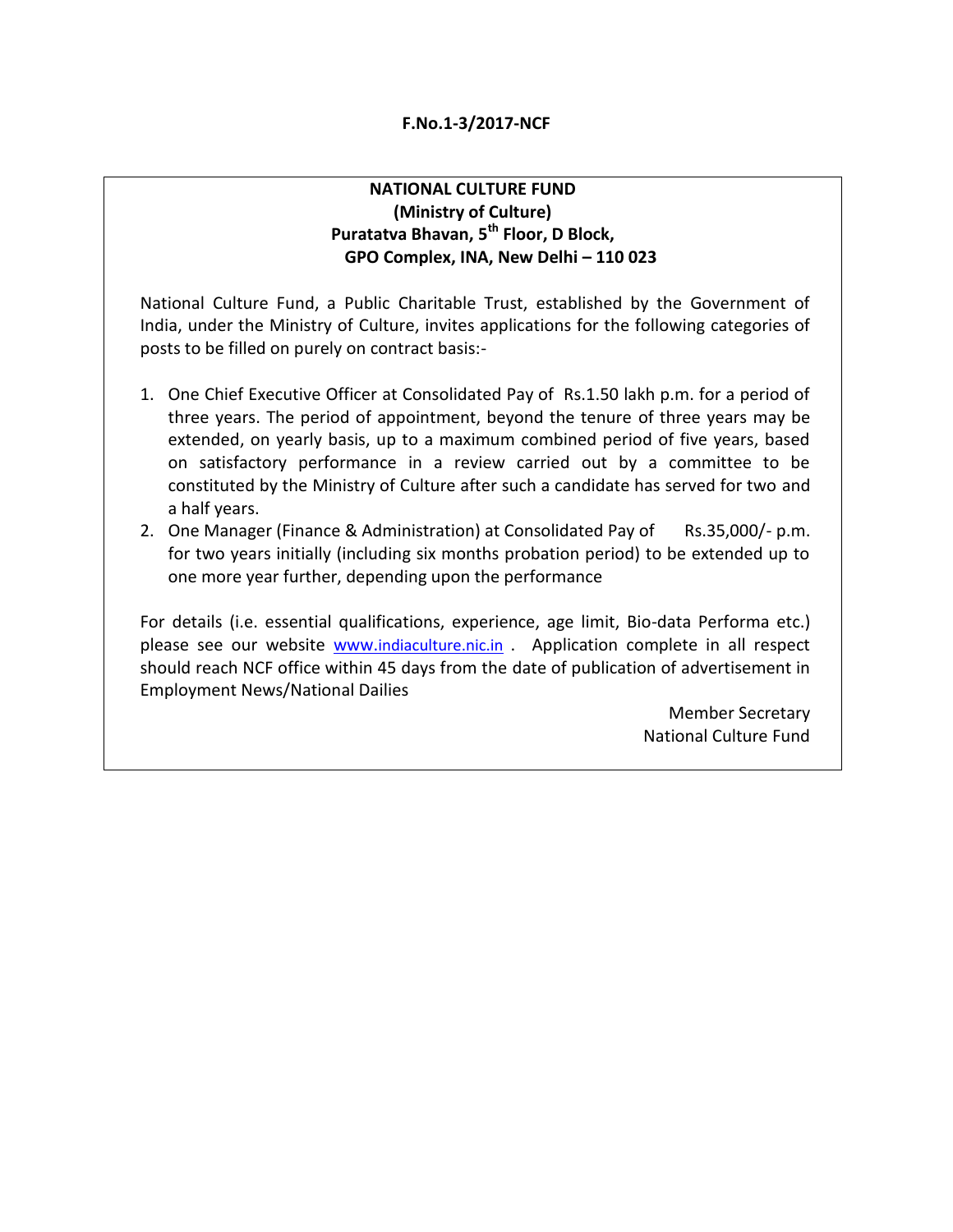**F.No.1-3/2017-NCF**

**NATIONAL CULTURE FUND**
**(Ministry of Culture)**
**Puratatva Bhavan, 5th Floor, D Block,**
**GPO Complex, INA, New Delhi – 110 023**

National Culture Fund, a Public Charitable Trust, established by the Government of India, under the Ministry of Culture, invites applications for the following categories of posts to be filled on purely on contract basis:-

1. One Chief Executive Officer at Consolidated Pay of Rs.1.50 lakh p.m. for a period of three years. The period of appointment, beyond the tenure of three years may be extended, on yearly basis, up to a maximum combined period of five years, based on satisfactory performance in a review carried out by a committee to be constituted by the Ministry of Culture after such a candidate has served for two and a half years.
2. One Manager (Finance & Administration) at Consolidated Pay of Rs.35,000/- p.m. for two years initially (including six months probation period) to be extended up to one more year further, depending upon the performance

For details (i.e. essential qualifications, experience, age limit, Bio-data Performa etc.) please see our website www.indiaculture.nic.in . Application complete in all respect should reach NCF office within 45 days from the date of publication of advertisement in Employment News/National Dailies

Member Secretary
National Culture Fund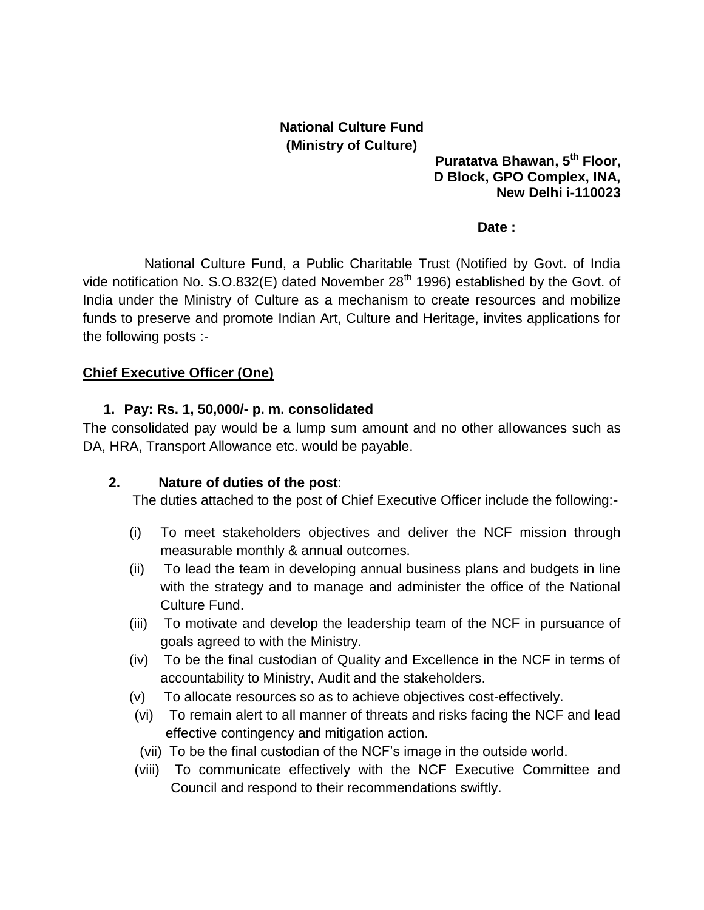**National Culture Fund**
**(Ministry of Culture)**

**Puratatva Bhawan, 5th Floor,**
**D Block, GPO Complex, INA,**
**New Delhi i-110023**

**Date :**

National Culture Fund, a Public Charitable Trust (Notified by Govt. of India vide notification No. S.O.832(E) dated November 28th 1996) established by the Govt. of India under the Ministry of Culture as a mechanism to create resources and mobilize funds to preserve and promote Indian Art, Culture and Heritage, invites applications for the following posts :-

## Chief Executive Officer (One)

1. **Pay: Rs. 1, 50,000/- p. m. consolidated**

The consolidated pay would be a lump sum amount and no other allowances such as DA, HRA, Transport Allowance etc. would be payable.

2. **Nature of duties of the post**:

The duties attached to the post of Chief Executive Officer include the following:-

(i) To meet stakeholders objectives and deliver the NCF mission through measurable monthly & annual outcomes.

(ii) To lead the team in developing annual business plans and budgets in line with the strategy and to manage and administer the office of the National Culture Fund.

(iii) To motivate and develop the leadership team of the NCF in pursuance of goals agreed to with the Ministry.

(iv) To be the final custodian of Quality and Excellence in the NCF in terms of accountability to Ministry, Audit and the stakeholders.

(v) To allocate resources so as to achieve objectives cost-effectively.

(vi) To remain alert to all manner of threats and risks facing the NCF and lead effective contingency and mitigation action.

(vii) To be the final custodian of the NCF's image in the outside world.

(viii) To communicate effectively with the NCF Executive Committee and Council and respond to their recommendations swiftly.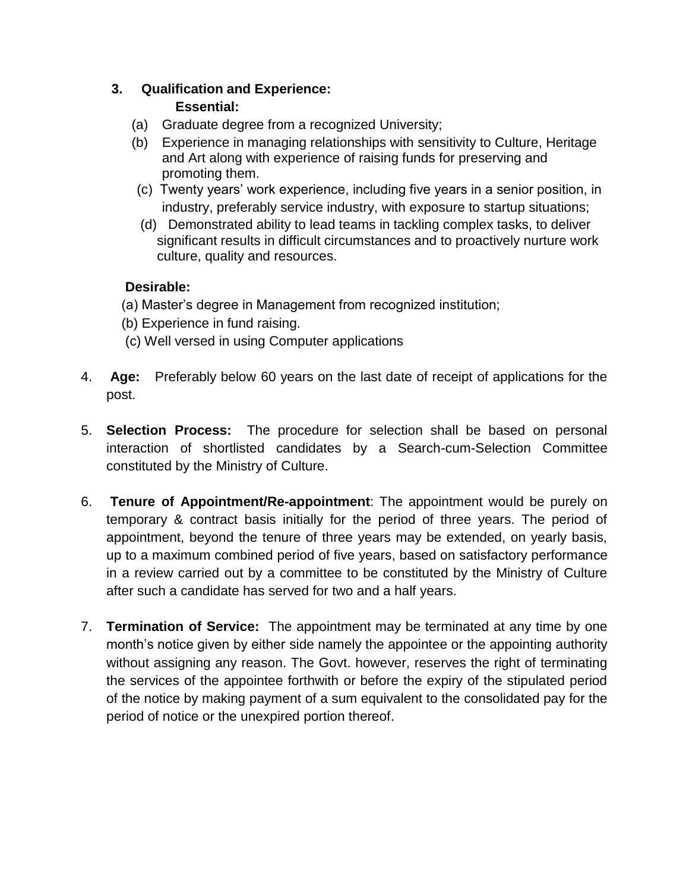3. **Qualification and Experience:**

   **Essential:**

   (a) Graduate degree from a recognized University;

   (b) Experience in managing relationships with sensitivity to Culture, Heritage and Art along with experience of raising funds for preserving and promoting them.

   (c) Twenty years' work experience, including five years in a senior position, in industry, preferably service industry, with exposure to startup situations;

   (d) Demonstrated ability to lead teams in tackling complex tasks, to deliver significant results in difficult circumstances and to proactively nurture work culture, quality and resources.

   **Desirable:**

   (a) Master's degree in Management from recognized institution;

   (b) Experience in fund raising.

   (c) Well versed in using Computer applications

4. **Age:** Preferably below 60 years on the last date of receipt of applications for the post.

5. **Selection Process:** The procedure for selection shall be based on personal interaction of shortlisted candidates by a Search-cum-Selection Committee constituted by the Ministry of Culture.

6. **Tenure of Appointment/Re-appointment**: The appointment would be purely on temporary & contract basis initially for the period of three years. The period of appointment, beyond the tenure of three years may be extended, on yearly basis, up to a maximum combined period of five years, based on satisfactory performance in a review carried out by a committee to be constituted by the Ministry of Culture after such a candidate has served for two and a half years.

7. **Termination of Service:** The appointment may be terminated at any time by one month's notice given by either side namely the appointee or the appointing authority without assigning any reason. The Govt. however, reserves the right of terminating the services of the appointee forthwith or before the expiry of the stipulated period of the notice by making payment of a sum equivalent to the consolidated pay for the period of notice or the unexpired portion thereof.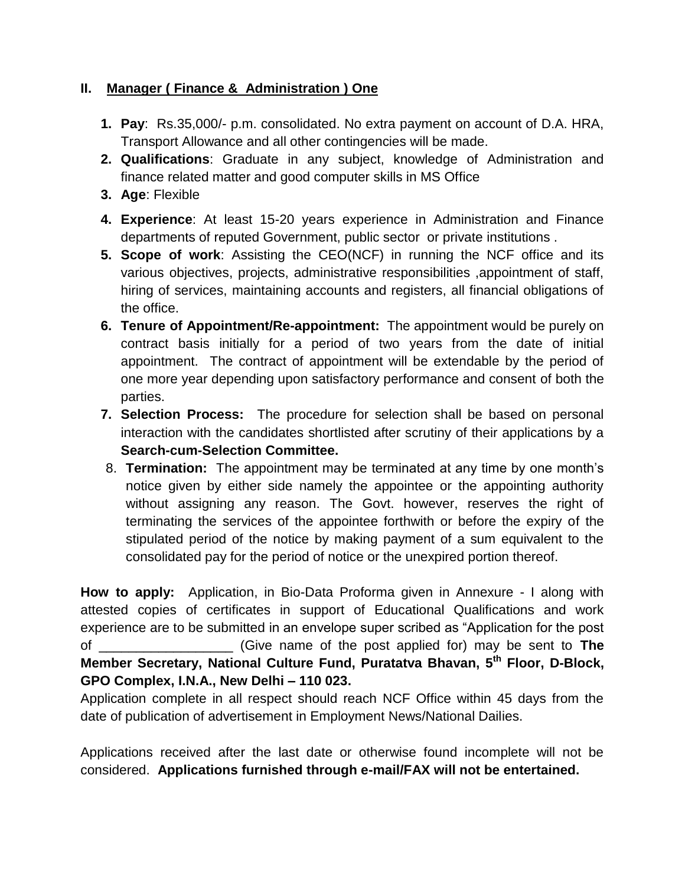## II. Manager ( Finance & Administration ) One

1. **Pay**: Rs.35,000/- p.m. consolidated. No extra payment on account of D.A. HRA, Transport Allowance and all other contingencies will be made.
2. **Qualifications**: Graduate in any subject, knowledge of Administration and finance related matter and good computer skills in MS Office
3. **Age**: Flexible
4. **Experience**: At least 15-20 years experience in Administration and Finance departments of reputed Government, public sector or private institutions .
5. **Scope of work**: Assisting the CEO(NCF) in running the NCF office and its various objectives, projects, administrative responsibilities ,appointment of staff, hiring of services, maintaining accounts and registers, all financial obligations of the office.
6. **Tenure of Appointment/Re-appointment:** The appointment would be purely on contract basis initially for a period of two years from the date of initial appointment. The contract of appointment will be extendable by the period of one more year depending upon satisfactory performance and consent of both the parties.
7. **Selection Process:** The procedure for selection shall be based on personal interaction with the candidates shortlisted after scrutiny of their applications by a **Search-cum-Selection Committee.**
8. **Termination:** The appointment may be terminated at any time by one month's notice given by either side namely the appointee or the appointing authority without assigning any reason. The Govt. however, reserves the right of terminating the services of the appointee forthwith or before the expiry of the stipulated period of the notice by making payment of a sum equivalent to the consolidated pay for the period of notice or the unexpired portion thereof.

**How to apply:** Application, in Bio-Data Proforma given in Annexure - I along with attested copies of certificates in support of Educational Qualifications and work experience are to be submitted in an envelope super scribed as "Application for the post of \_\_\_\_\_\_\_\_\_\_\_\_\_\_\_\_\_\_ (Give name of the post applied for) may be sent to **The Member Secretary, National Culture Fund, Puratatva Bhavan, 5th Floor, D-Block, GPO Complex, I.N.A., New Delhi – 110 023.**

Application complete in all respect should reach NCF Office within 45 days from the date of publication of advertisement in Employment News/National Dailies.

Applications received after the last date or otherwise found incomplete will not be considered. **Applications furnished through e-mail/FAX will not be entertained.**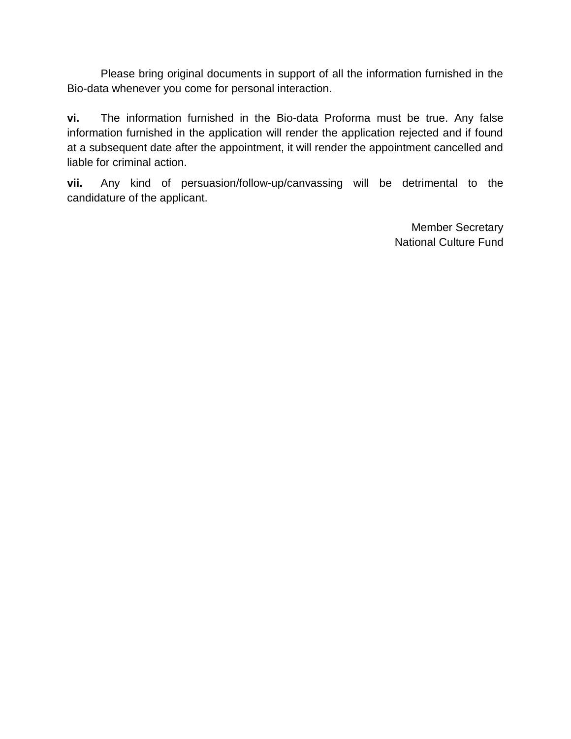Please bring original documents in support of all the information furnished in the Bio-data whenever you come for personal interaction.

**vi.** The information furnished in the Bio-data Proforma must be true. Any false information furnished in the application will render the application rejected and if found at a subsequent date after the appointment, it will render the appointment cancelled and liable for criminal action.

**vii.** Any kind of persuasion/follow-up/canvassing will be detrimental to the candidature of the applicant.

Member Secretary
National Culture Fund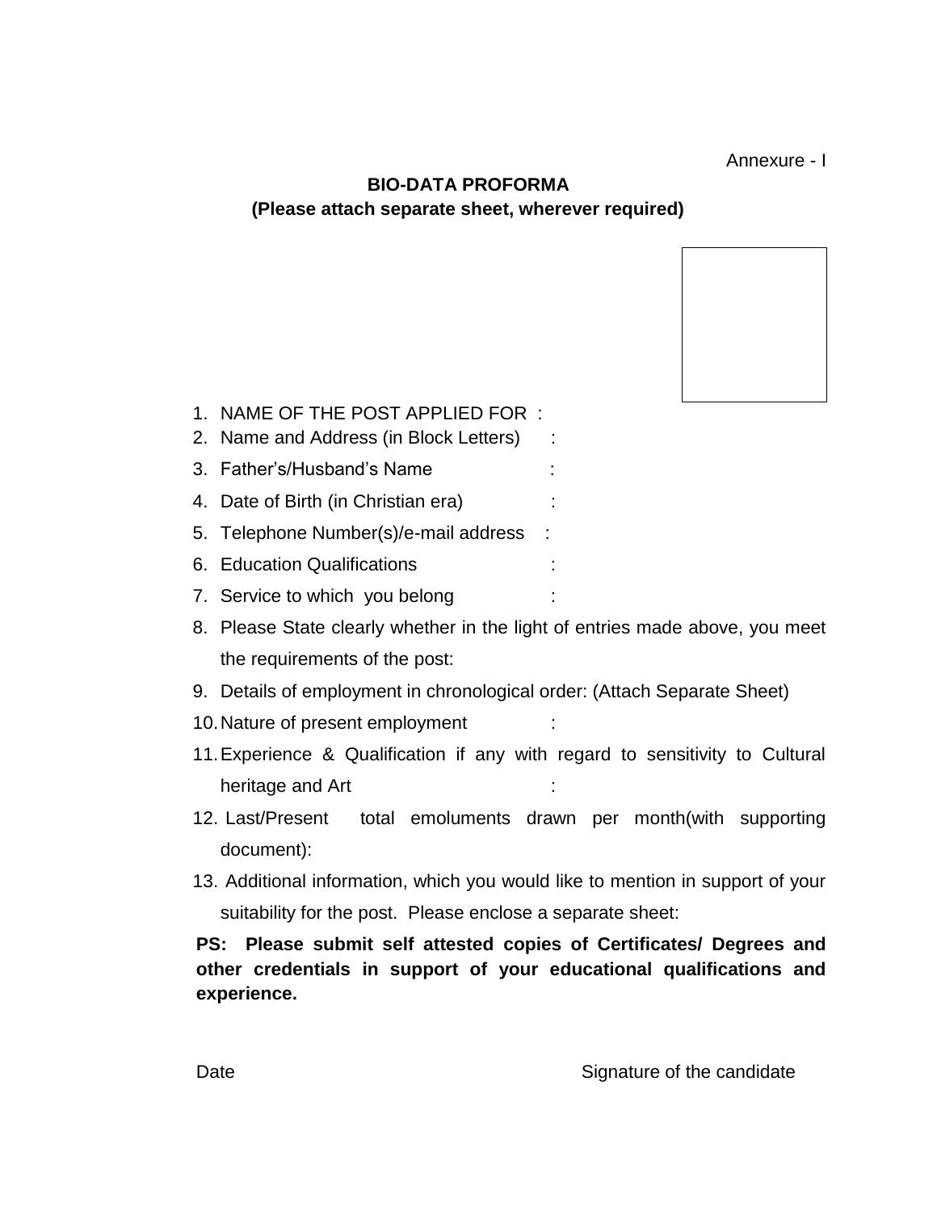Annexure - I

## BIO-DATA PROFORMA

**(Please attach separate sheet, wherever required)**

1. NAME OF THE POST APPLIED FOR :
2. Name and Address (in Block Letters) :
3. Father's/Husband's Name :
4. Date of Birth (in Christian era) :
5. Telephone Number(s)/e-mail address :
6. Education Qualifications :
7. Service to which you belong :
8. Please State clearly whether in the light of entries made above, you meet the requirements of the post:
9. Details of employment in chronological order: (Attach Separate Sheet)
10. Nature of present employment :
11. Experience & Qualification if any with regard to sensitivity to Cultural heritage and Art :
12. Last/Present total emoluments drawn per month(with supporting document):
13. Additional information, which you would like to mention in support of your suitability for the post. Please enclose a separate sheet:

**PS: Please submit self attested copies of Certificates/ Degrees and other credentials in support of your educational qualifications and experience.**

Date                                                            Signature of the candidate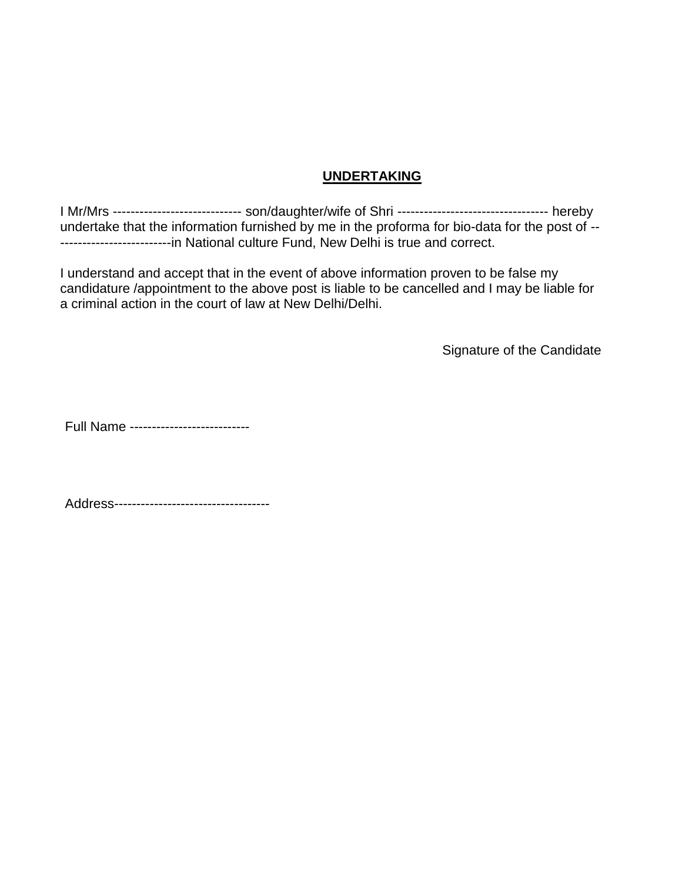## UNDERTAKING

I Mr/Mrs ---------------------------- son/daughter/wife of Shri --------------------------------- hereby undertake that the information furnished by me in the proforma for bio-data for the post of ---------------------------in National culture Fund, New Delhi is true and correct.

I understand and accept that in the event of above information proven to be false my candidature /appointment to the above post is liable to be cancelled and I may be liable for a criminal action in the court of law at New Delhi/Delhi.

Signature of the Candidate

Full Name --------------------------

Address----------------------------------